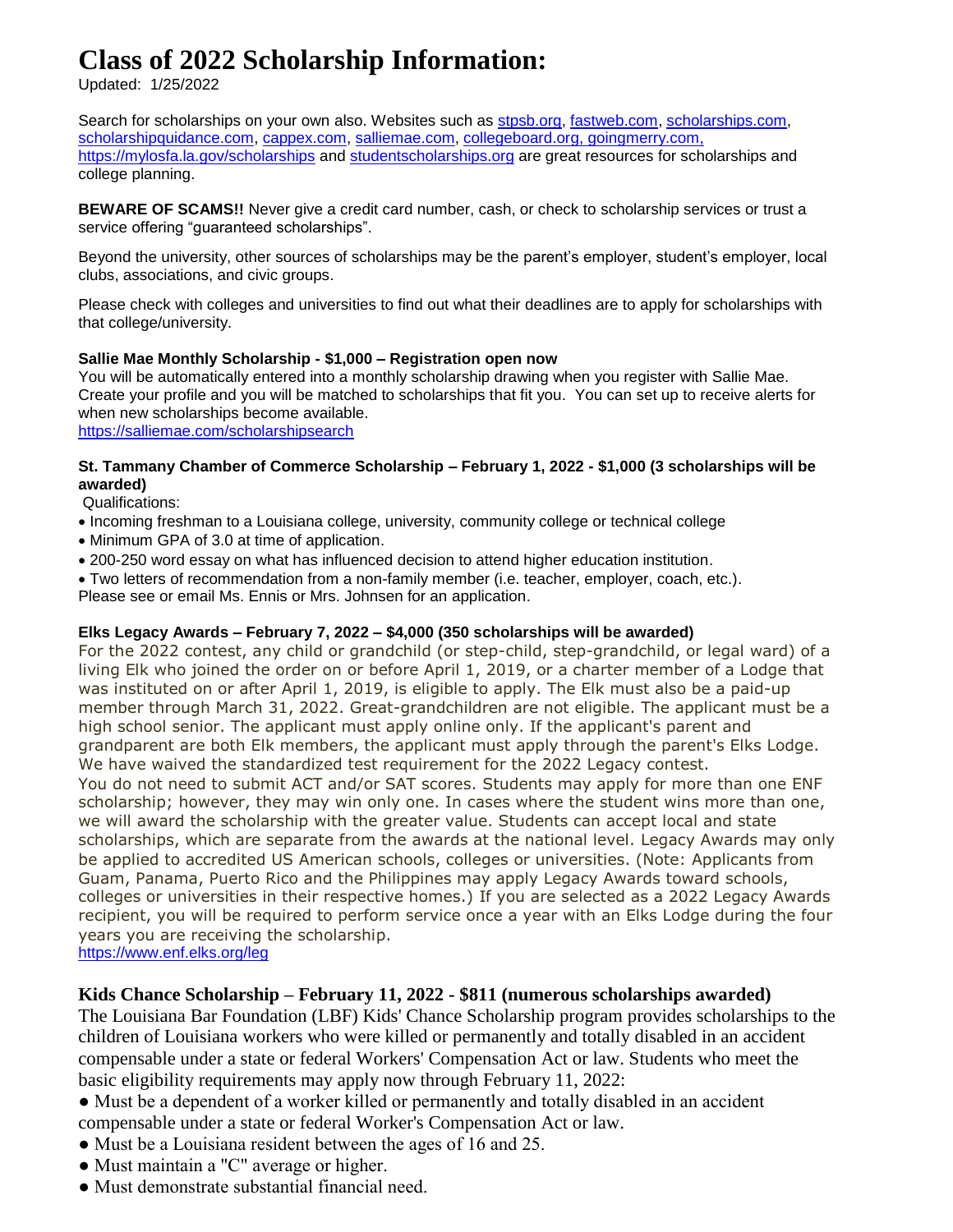# Class of 2022 Scholarship Information:

Updated: 1/25/2022

Search for scholarships on your own also. Websites such as stpsb.org, fastweb.com, scholarships.com, scholarshipquidance.com, cappex.com, salliemae.com, collegeboard.org, goingmerry.com, https://mylosfa.la.gov/scholarships and studentscholarships.org are great resources for scholarships and college planning.

**BEWARE OF SCAMS!!** Never give a credit card number, cash, or check to scholarship services or trust a service offering "guaranteed scholarships".

Beyond the university, other sources of scholarships may be the parent's employer, student's employer, local clubs, associations, and civic groups.

Please check with colleges and universities to find out what their deadlines are to apply for scholarships with that college/university.

**Sallie Mae Monthly Scholarship - $1,000 – Registration open now**

You will be automatically entered into a monthly scholarship drawing when you register with Sallie Mae. Create your profile and you will be matched to scholarships that fit you. You can set up to receive alerts for when new scholarships become available.

https://salliemae.com/scholarshipsearch

**St. Tammany Chamber of Commerce Scholarship – February 1, 2022 - $1,000 (3 scholarships will be awarded)**

Qualifications:

- Incoming freshman to a Louisiana college, university, community college or technical college
- Minimum GPA of 3.0 at time of application.
- 200-250 word essay on what has influenced decision to attend higher education institution.
- Two letters of recommendation from a non-family member (i.e. teacher, employer, coach, etc.).

Please see or email Ms. Ennis or Mrs. Johnsen for an application.

**Elks Legacy Awards – February 7, 2022 – $4,000 (350 scholarships will be awarded)**

For the 2022 contest, any child or grandchild (or step-child, step-grandchild, or legal ward) of a living Elk who joined the order on or before April 1, 2019, or a charter member of a Lodge that was instituted on or after April 1, 2019, is eligible to apply. The Elk must also be a paid-up member through March 31, 2022. Great-grandchildren are not eligible. The applicant must be a high school senior. The applicant must apply online only. If the applicant's parent and grandparent are both Elk members, the applicant must apply through the parent's Elks Lodge. We have waived the standardized test requirement for the 2022 Legacy contest.
You do not need to submit ACT and/or SAT scores. Students may apply for more than one ENF scholarship; however, they may win only one. In cases where the student wins more than one, we will award the scholarship with the greater value. Students can accept local and state scholarships, which are separate from the awards at the national level. Legacy Awards may only be applied to accredited US American schools, colleges or universities. (Note: Applicants from Guam, Panama, Puerto Rico and the Philippines may apply Legacy Awards toward schools, colleges or universities in their respective homes.) If you are selected as a 2022 Legacy Awards recipient, you will be required to perform service once a year with an Elks Lodge during the four years you are receiving the scholarship.

https://www.enf.elks.org/leg

**Kids Chance Scholarship – February 11, 2022 - $811 (numerous scholarships awarded)**

The Louisiana Bar Foundation (LBF) Kids' Chance Scholarship program provides scholarships to the children of Louisiana workers who were killed or permanently and totally disabled in an accident compensable under a state or federal Workers' Compensation Act or law. Students who meet the basic eligibility requirements may apply now through February 11, 2022:

- Must be a dependent of a worker killed or permanently and totally disabled in an accident compensable under a state or federal Worker's Compensation Act or law.
- Must be a Louisiana resident between the ages of 16 and 25.
- Must maintain a "C" average or higher.
- Must demonstrate substantial financial need.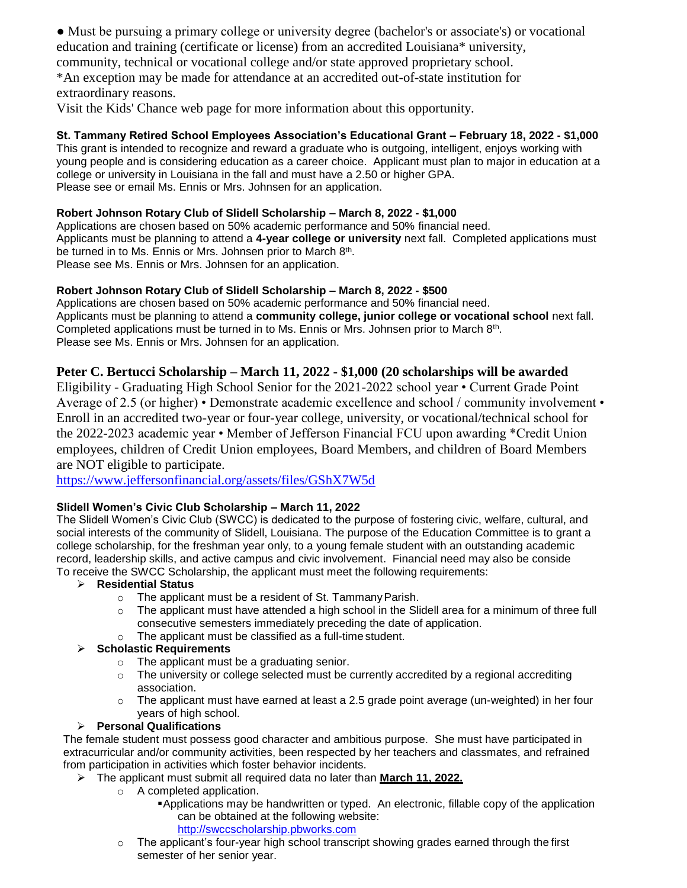- Must be pursuing a primary college or university degree (bachelor's or associate's) or vocational education and training (certificate or license) from an accredited Louisiana* university, community, technical or vocational college and/or state approved proprietary school.

*An exception may be made for attendance at an accredited out-of-state institution for extraordinary reasons.

Visit the Kids' Chance web page for more information about this opportunity.

**St. Tammany Retired School Employees Association's Educational Grant – February 18, 2022 - $1,000**

This grant is intended to recognize and reward a graduate who is outgoing, intelligent, enjoys working with young people and is considering education as a career choice. Applicant must plan to major in education at a college or university in Louisiana in the fall and must have a 2.50 or higher GPA.

Please see or email Ms. Ennis or Mrs. Johnsen for an application.

**Robert Johnson Rotary Club of Slidell Scholarship – March 8, 2022 - $1,000**

Applications are chosen based on 50% academic performance and 50% financial need.

Applicants must be planning to attend a **4-year college or university** next fall. Completed applications must be turned in to Ms. Ennis or Mrs. Johnsen prior to March 8th.

Please see Ms. Ennis or Mrs. Johnsen for an application.

**Robert Johnson Rotary Club of Slidell Scholarship – March 8, 2022 - $500**

Applications are chosen based on 50% academic performance and 50% financial need.

Applicants must be planning to attend a **community college, junior college or vocational school** next fall. Completed applications must be turned in to Ms. Ennis or Mrs. Johnsen prior to March 8th.

Please see Ms. Ennis or Mrs. Johnsen for an application.

**Peter C. Bertucci Scholarship – March 11, 2022 - $1,000 (20 scholarships will be awarded**

Eligibility - Graduating High School Senior for the 2021-2022 school year • Current Grade Point Average of 2.5 (or higher) • Demonstrate academic excellence and school / community involvement • Enroll in an accredited two-year or four-year college, university, or vocational/technical school for the 2022-2023 academic year • Member of Jefferson Financial FCU upon awarding *Credit Union employees, children of Credit Union employees, Board Members, and children of Board Members are NOT eligible to participate.

https://www.jeffersonfinancial.org/assets/files/GShX7W5d

**Slidell Women's Civic Club Scholarship – March 11, 2022**

The Slidell Women's Civic Club (SWCC) is dedicated to the purpose of fostering civic, welfare, cultural, and social interests of the community of Slidell, Louisiana. The purpose of the Education Committee is to grant a college scholarship, for the freshman year only, to a young female student with an outstanding academic record, leadership skills, and active campus and civic involvement. Financial need may also be conside
To receive the SWCC Scholarship, the applicant must meet the following requirements:

- **Residential Status**
  - The applicant must be a resident of St. Tammany Parish.
  - The applicant must have attended a high school in the Slidell area for a minimum of three full consecutive semesters immediately preceding the date of application.
  - The applicant must be classified as a full-time student.
- **Scholastic Requirements**
  - The applicant must be a graduating senior.
  - The university or college selected must be currently accredited by a regional accrediting association.
  - The applicant must have earned at least a 2.5 grade point average (un-weighted) in her four years of high school.
- **Personal Qualifications**

The female student must possess good character and ambitious purpose. She must have participated in extracurricular and/or community activities, been respected by her teachers and classmates, and refrained from participation in activities which foster behavior incidents.

- The applicant must submit all required data no later than **March 11, 2022.**
  - A completed application.
    - Applications may be handwritten or typed. An electronic, fillable copy of the application can be obtained at the following website: http://swccscholarship.pbworks.com
  - The applicant's four-year high school transcript showing grades earned through the first semester of her senior year.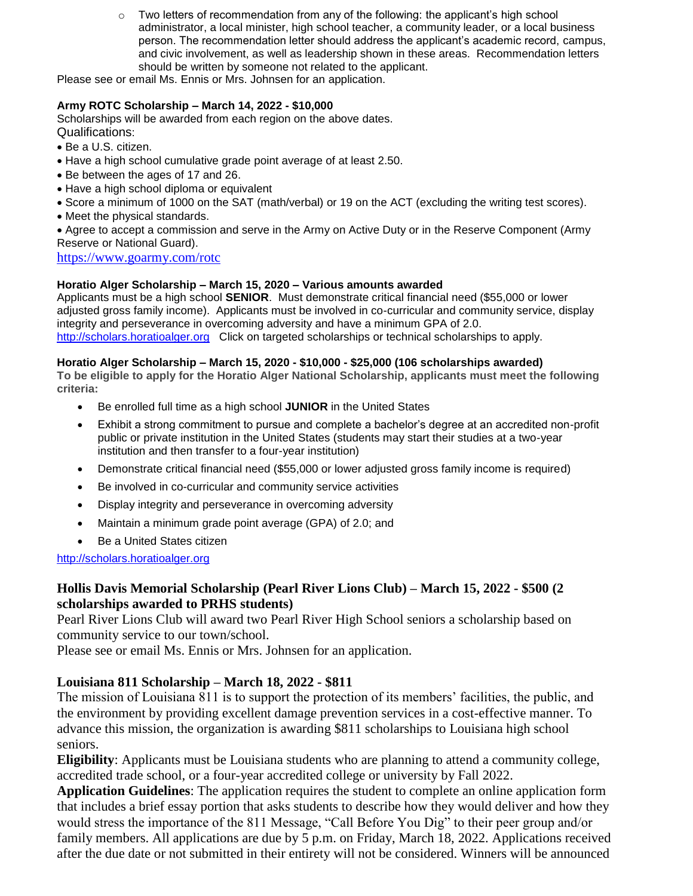- Two letters of recommendation from any of the following: the applicant's high school administrator, a local minister, high school teacher, a community leader, or a local business person. The recommendation letter should address the applicant's academic record, campus, and civic involvement, as well as leadership shown in these areas. Recommendation letters should be written by someone not related to the applicant.

Please see or email Ms. Ennis or Mrs. Johnsen for an application.

**Army ROTC Scholarship – March 14, 2022 - $10,000**

Scholarships will be awarded from each region on the above dates.

Qualifications:

- Be a U.S. citizen.
- Have a high school cumulative grade point average of at least 2.50.
- Be between the ages of 17 and 26.
- Have a high school diploma or equivalent
- Score a minimum of 1000 on the SAT (math/verbal) or 19 on the ACT (excluding the writing test scores).
- Meet the physical standards.
- Agree to accept a commission and serve in the Army on Active Duty or in the Reserve Component (Army Reserve or National Guard).

https://www.goarmy.com/rotc

**Horatio Alger Scholarship – March 15, 2020 – Various amounts awarded**

Applicants must be a high school **SENIOR**. Must demonstrate critical financial need ($55,000 or lower adjusted gross family income). Applicants must be involved in co-curricular and community service, display integrity and perseverance in overcoming adversity and have a minimum GPA of 2.0.

http://scholars.horatioalger.org Click on targeted scholarships or technical scholarships to apply.

**Horatio Alger Scholarship – March 15, 2020 - $10,000 - $25,000 (106 scholarships awarded)**

**To be eligible to apply for the Horatio Alger National Scholarship, applicants must meet the following criteria:**

- Be enrolled full time as a high school **JUNIOR** in the United States
- Exhibit a strong commitment to pursue and complete a bachelor's degree at an accredited non-profit public or private institution in the United States (students may start their studies at a two-year institution and then transfer to a four-year institution)
- Demonstrate critical financial need ($55,000 or lower adjusted gross family income is required)
- Be involved in co-curricular and community service activities
- Display integrity and perseverance in overcoming adversity
- Maintain a minimum grade point average (GPA) of 2.0; and
- Be a United States citizen

http://scholars.horatioalger.org

**Hollis Davis Memorial Scholarship (Pearl River Lions Club) – March 15, 2022 - $500 (2 scholarships awarded to PRHS students)**

Pearl River Lions Club will award two Pearl River High School seniors a scholarship based on community service to our town/school.

Please see or email Ms. Ennis or Mrs. Johnsen for an application.

**Louisiana 811 Scholarship – March 18, 2022 - $811**

The mission of Louisiana 811 is to support the protection of its members' facilities, the public, and the environment by providing excellent damage prevention services in a cost-effective manner. To advance this mission, the organization is awarding $811 scholarships to Louisiana high school seniors.

**Eligibility**: Applicants must be Louisiana students who are planning to attend a community college, accredited trade school, or a four-year accredited college or university by Fall 2022.

**Application Guidelines**: The application requires the student to complete an online application form that includes a brief essay portion that asks students to describe how they would deliver and how they would stress the importance of the 811 Message, "Call Before You Dig" to their peer group and/or family members. All applications are due by 5 p.m. on Friday, March 18, 2022. Applications received after the due date or not submitted in their entirety will not be considered. Winners will be announced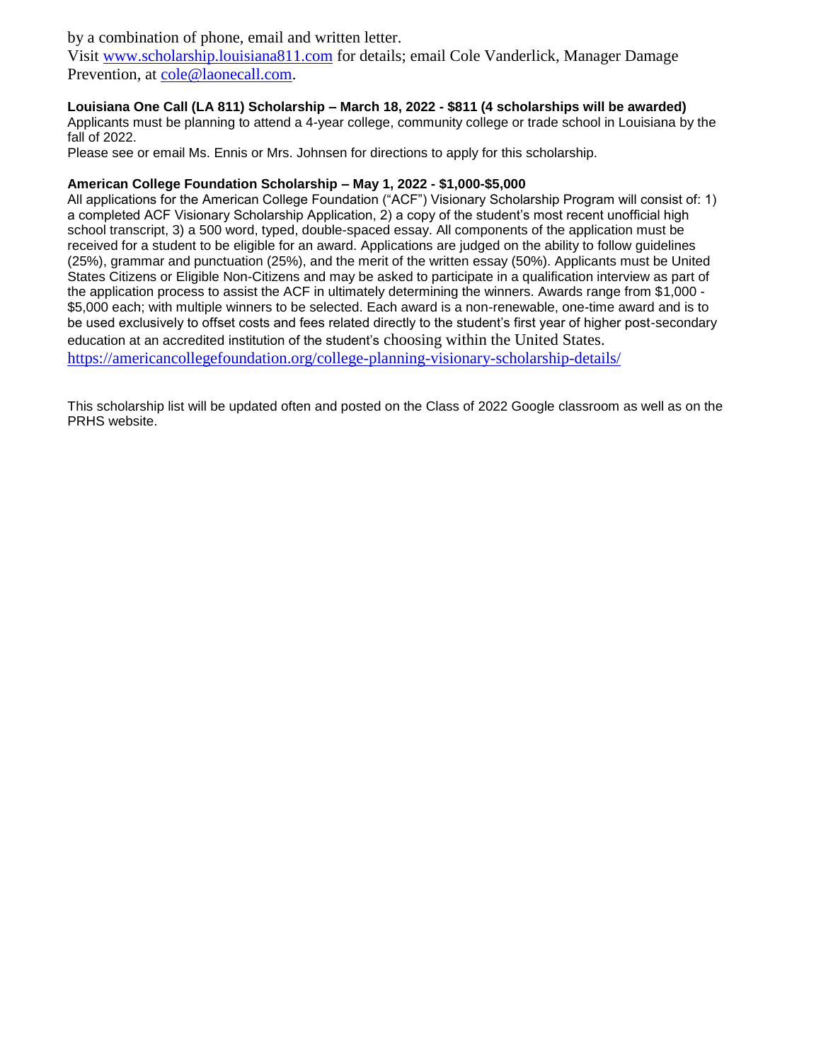by a combination of phone, email and written letter.
Visit www.scholarship.louisiana811.com for details; email Cole Vanderlick, Manager Damage Prevention, at cole@laonecall.com.

**Louisiana One Call (LA 811) Scholarship – March 18, 2022 - $811 (4 scholarships will be awarded)**
Applicants must be planning to attend a 4-year college, community college or trade school in Louisiana by the fall of 2022.
Please see or email Ms. Ennis or Mrs. Johnsen for directions to apply for this scholarship.

**American College Foundation Scholarship – May 1, 2022 - $1,000-$5,000**
All applications for the American College Foundation ("ACF") Visionary Scholarship Program will consist of: 1) a completed ACF Visionary Scholarship Application, 2) a copy of the student's most recent unofficial high school transcript, 3) a 500 word, typed, double-spaced essay. All components of the application must be received for a student to be eligible for an award. Applications are judged on the ability to follow guidelines (25%), grammar and punctuation (25%), and the merit of the written essay (50%). Applicants must be United States Citizens or Eligible Non-Citizens and may be asked to participate in a qualification interview as part of the application process to assist the ACF in ultimately determining the winners. Awards range from $1,000 - $5,000 each; with multiple winners to be selected. Each award is a non-renewable, one-time award and is to be used exclusively to offset costs and fees related directly to the student's first year of higher post-secondary education at an accredited institution of the student's choosing within the United States.
https://americancollegefoundation.org/college-planning-visionary-scholarship-details/

This scholarship list will be updated often and posted on the Class of 2022 Google classroom as well as on the PRHS website.